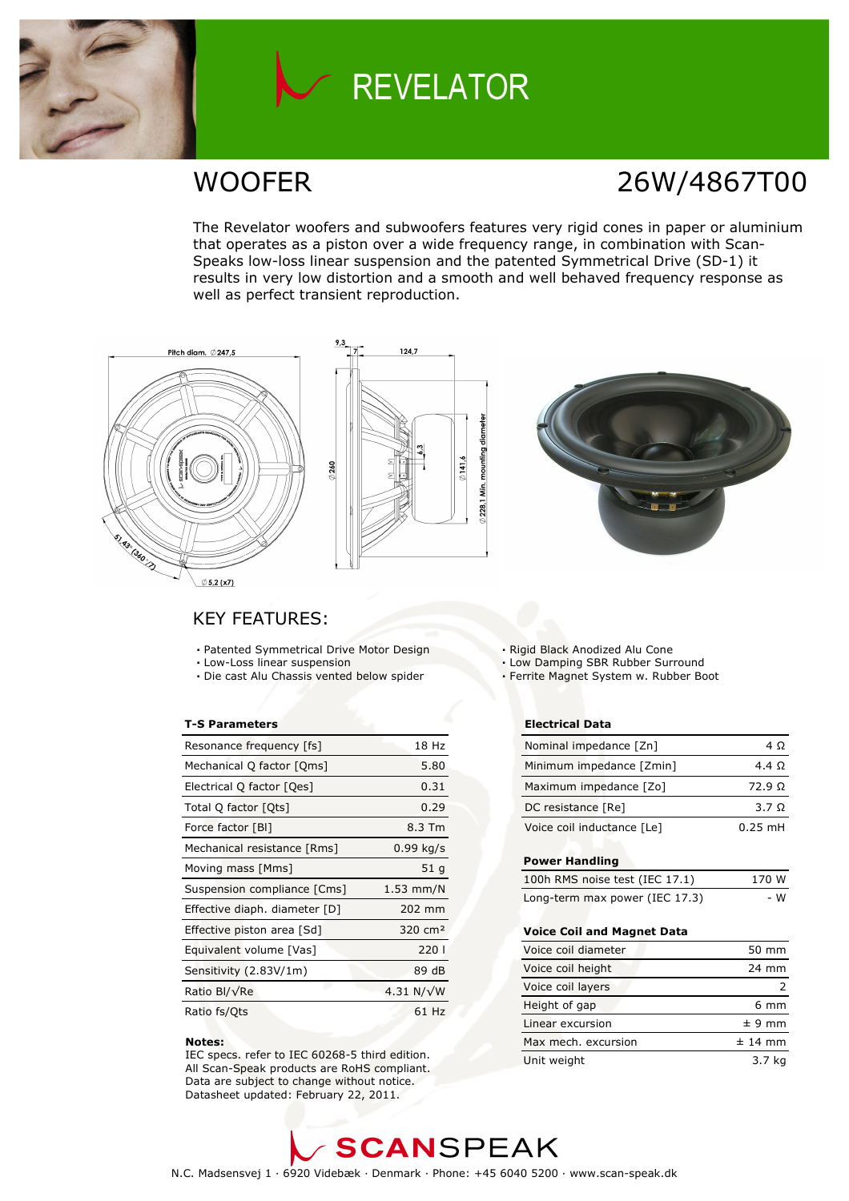# REVELATOR

## WOOFER

## 26W/4867T00

The Revelator woofers and subwoofers features very rigid cones in paper or aluminium that operates as a piston over a wide frequency range, in combination with Scan-Speaks low-loss linear suspension and the patented Symmetrical Drive (SD-1) it results in very low distortion and a smooth and well behaved frequency response as well as perfect transient reproduction.

## KEY FEATURES:

- Patented Symmetrical Drive Motor Design
- Low-Loss linear suspension
- Die cast Alu Chassis vented below spider
- Rigid Black Anodized Alu Cone
- Low Damping SBR Rubber Surround
- Ferrite Magnet System w. Rubber Boot

### T-S Parameters

| T-S Parameters | |
|---|---|
| Resonance frequency [fs] | 18 Hz |
| Mechanical Q factor [Qms] | 5.80 |
| Electrical Q factor [Qes] | 0.31 |
| Total Q factor [Qts] | 0.29 |
| Force factor [Bl] | 8.3 Tm |
| Mechanical resistance [Rms] | 0.99 kg/s |
| Moving mass [Mms] | 51 g |
| Suspension compliance [Cms] | 1.53 mm/N |
| Effective diaph. diameter [D] | 202 mm |
| Effective piston area [Sd] | 320 cm² |
| Equivalent volume [Vas] | 220 l |
| Sensitivity (2.83V/1m) | 89 dB |
| Ratio Bl/√Re | 4.31 N/√W |
| Ratio fs/Qts | 61 Hz |

**Notes:**
IEC specs. refer to IEC 60268-5 third edition.
All Scan-Speak products are RoHS compliant.
Data are subject to change without notice.
Datasheet updated: February 22, 2011.

### Electrical Data

| Electrical Data | |
|---|---|
| Nominal impedance [Zn] | 4 Ω |
| Minimum impedance [Zmin] | 4.4 Ω |
| Maximum impedance [Zo] | 72.9 Ω |
| DC resistance [Re] | 3.7 Ω |
| Voice coil inductance [Le] | 0.25 mH |

### Power Handling

| Power Handling | |
|---|---|
| 100h RMS noise test (IEC 17.1) | 170 W |
| Long-term max power (IEC 17.3) | - W |

### Voice Coil and Magnet Data

| Voice Coil and Magnet Data | |
|---|---|
| Voice coil diameter | 50 mm |
| Voice coil height | 24 mm |
| Voice coil layers | 2 |
| Height of gap | 6 mm |
| Linear excursion | ± 9 mm |
| Max mech. excursion | ± 14 mm |
| Unit weight | 3.7 kg |

SCANSPEAK

N.C. Madsensvej 1 · 6920 Videbæk · Denmark · Phone: +45 6040 5200 · www.scan-speak.dk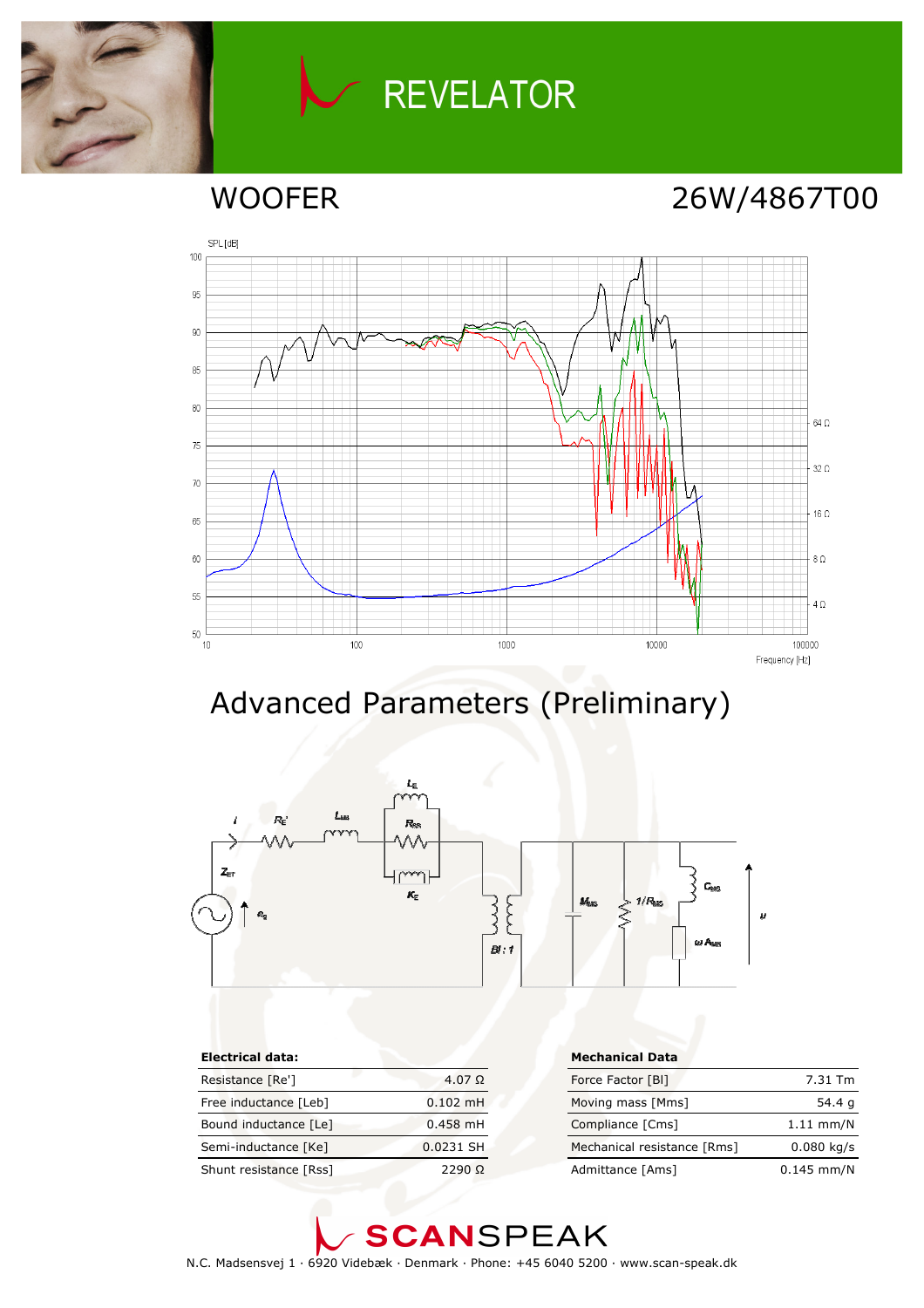REVELATOR

# WOOFER

# 26W/4867T00

SPL [dB]

100
95
90
85
80
75
70
65
60
55
50

64 Ω
32 Ω
16 Ω
8 Ω
4 Ω

10
100
1000
10000
100000

Frequency [Hz]

## Advanced Parameters (Preliminary)

$L_E$
$i$
$R_E'$
$L_{eb}$
$R_{SS}$
$Z_{ET}$
$K_E$
$e_g$
$Bl : 1$
$M_{MS}$
$1/R_{MS}$
$C_{MS}$
$\omega A_{MS}$
$u$

| Electrical data: | |
|---|---|
| Resistance [Re'] | 4.07 Ω |
| Free inductance [Leb] | 0.102 mH |
| Bound inductance [Le] | 0.458 mH |
| Semi-inductance [Ke] | 0.0231 SH |
| Shunt resistance [Rss] | 2290 Ω |

| Mechanical Data | |
|---|---|
| Force Factor [Bl] | 7.31 Tm |
| Moving mass [Mms] | 54.4 g |
| Compliance [Cms] | 1.11 mm/N |
| Mechanical resistance [Rms] | 0.080 kg/s |
| Admittance [Ams] | 0.145 mm/N |

SCANSPEAK

N.C. Madsensvej 1 · 6920 Videbæk · Denmark · Phone: +45 6040 5200 · www.scan-speak.dk